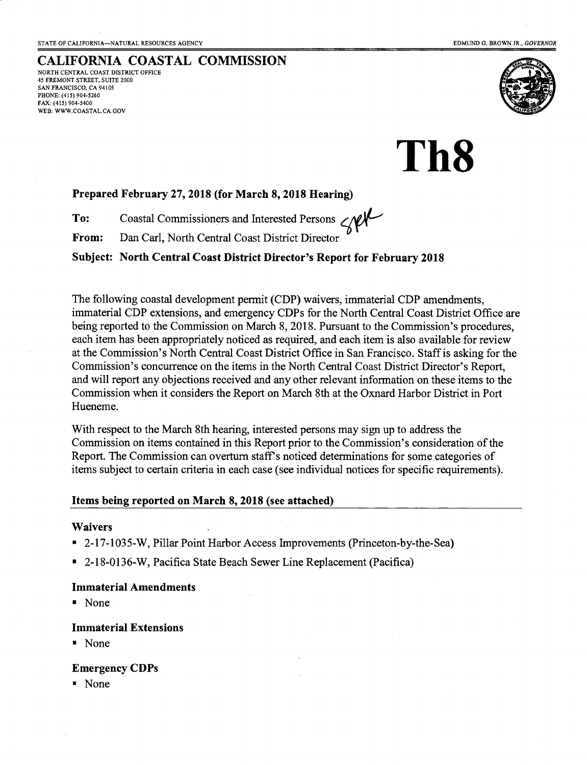STATE OF CALIFORNIA—NATURAL RESOURCES AGENCY

EDMUND G. BROWN JR., *GOVERNOR*

# CALIFORNIA COASTAL COMMISSION

NORTH CENTRAL COAST DISTRICT OFFICE
45 FREMONT STREET, SUITE 2000
SAN FRANCISCO, CA 94105
PHONE: (415) 904-5260
FAX: (415) 904-5400
WEB: WWW.COASTAL.CA.GOV

# Th8

**Prepared February 27, 2018 (for March 8, 2018 Hearing)**

**To:** Coastal Commissioners and Interested Persons

**From:** Dan Carl, North Central Coast District Director

**Subject: North Central Coast District Director's Report for February 2018**

The following coastal development permit (CDP) waivers, immaterial CDP amendments, immaterial CDP extensions, and emergency CDPs for the North Central Coast District Office are being reported to the Commission on March 8, 2018. Pursuant to the Commission's procedures, each item has been appropriately noticed as required, and each item is also available for review at the Commission's North Central Coast District Office in San Francisco. Staff is asking for the Commission's concurrence on the items in the North Central Coast District Director's Report, and will report any objections received and any other relevant information on these items to the Commission when it considers the Report on March 8th at the Oxnard Harbor District in Port Hueneme.

With respect to the March 8th hearing, interested persons may sign up to address the Commission on items contained in this Report prior to the Commission's consideration of the Report. The Commission can overturn staff's noticed determinations for some categories of items subject to certain criteria in each case (see individual notices for specific requirements).

## Items being reported on March 8, 2018 (see attached)

### Waivers

- 2-17-1035-W, Pillar Point Harbor Access Improvements (Princeton-by-the-Sea)
- 2-18-0136-W, Pacifica State Beach Sewer Line Replacement (Pacifica)

### Immaterial Amendments

- None

### Immaterial Extensions

- None

### Emergency CDPs

- None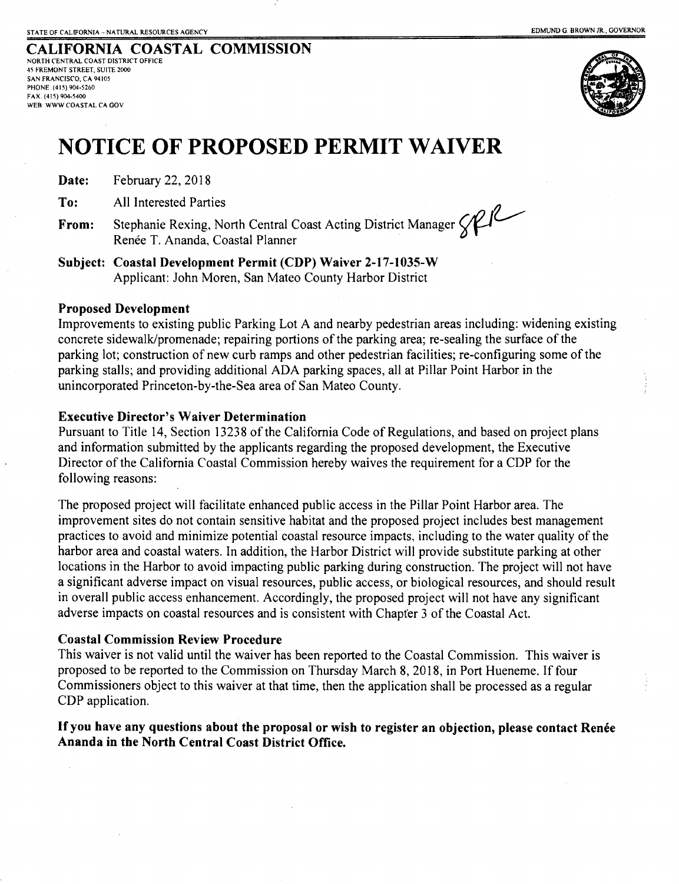STATE OF CALIFORNIA – NATURAL RESOURCES AGENCY

EDMUND G. BROWN JR., GOVERNOR

**CALIFORNIA COASTAL COMMISSION**
NORTH CENTRAL COAST DISTRICT OFFICE
45 FREMONT STREET, SUITE 2000
SAN FRANCISCO, CA 94105
PHONE: (415) 904-5260
FAX: (415) 904-5400
WEB: WWW.COASTAL.CA.GOV

# NOTICE OF PROPOSED PERMIT WAIVER

**Date:** February 22, 2018

**To:** All Interested Parties

**From:** Stephanie Rexing, North Central Coast Acting District Manager
Renée T. Ananda, Coastal Planner

**Subject: Coastal Development Permit (CDP) Waiver 2-17-1035-W**
Applicant: John Moren, San Mateo County Harbor District

### Proposed Development

Improvements to existing public Parking Lot A and nearby pedestrian areas including: widening existing concrete sidewalk/promenade; repairing portions of the parking area; re-sealing the surface of the parking lot; construction of new curb ramps and other pedestrian facilities; re-configuring some of the parking stalls; and providing additional ADA parking spaces, all at Pillar Point Harbor in the unincorporated Princeton-by-the-Sea area of San Mateo County.

### Executive Director's Waiver Determination

Pursuant to Title 14, Section 13238 of the California Code of Regulations, and based on project plans and information submitted by the applicants regarding the proposed development, the Executive Director of the California Coastal Commission hereby waives the requirement for a CDP for the following reasons:

The proposed project will facilitate enhanced public access in the Pillar Point Harbor area. The improvement sites do not contain sensitive habitat and the proposed project includes best management practices to avoid and minimize potential coastal resource impacts, including to the water quality of the harbor area and coastal waters. In addition, the Harbor District will provide substitute parking at other locations in the Harbor to avoid impacting public parking during construction. The project will not have a significant adverse impact on visual resources, public access, or biological resources, and should result in overall public access enhancement. Accordingly, the proposed project will not have any significant adverse impacts on coastal resources and is consistent with Chapter 3 of the Coastal Act.

### Coastal Commission Review Procedure

This waiver is not valid until the waiver has been reported to the Coastal Commission. This waiver is proposed to be reported to the Commission on Thursday March 8, 2018, in Port Hueneme. If four Commissioners object to this waiver at that time, then the application shall be processed as a regular CDP application.

**If you have any questions about the proposal or wish to register an objection, please contact Renée Ananda in the North Central Coast District Office.**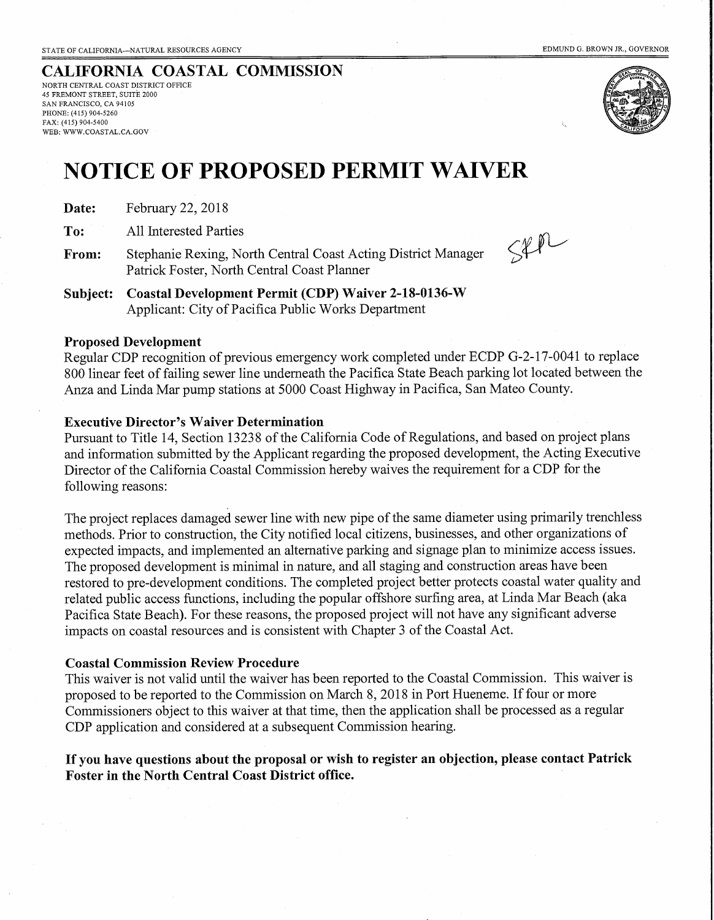STATE OF CALIFORNIA—NATURAL RESOURCES AGENCY

EDMUND G. BROWN JR., GOVERNOR

## CALIFORNIA COASTAL COMMISSION

NORTH CENTRAL COAST DISTRICT OFFICE
45 FREMONT STREET, SUITE 2000
SAN FRANCISCO, CA 94105
PHONE: (415) 904-5260
FAX: (415) 904-5400
WEB: WWW.COASTAL.CA.GOV

# NOTICE OF PROPOSED PERMIT WAIVER

**Date:** February 22, 2018

**To:** All Interested Parties

**From:** Stephanie Rexing, North Central Coast Acting District Manager
Patrick Foster, North Central Coast Planner

**Subject: Coastal Development Permit (CDP) Waiver 2-18-0136-W**
Applicant: City of Pacifica Public Works Department

### Proposed Development

Regular CDP recognition of previous emergency work completed under ECDP G-2-17-0041 to replace 800 linear feet of failing sewer line underneath the Pacifica State Beach parking lot located between the Anza and Linda Mar pump stations at 5000 Coast Highway in Pacifica, San Mateo County.

### Executive Director's Waiver Determination

Pursuant to Title 14, Section 13238 of the California Code of Regulations, and based on project plans and information submitted by the Applicant regarding the proposed development, the Acting Executive Director of the California Coastal Commission hereby waives the requirement for a CDP for the following reasons:

The project replaces damaged sewer line with new pipe of the same diameter using primarily trenchless methods. Prior to construction, the City notified local citizens, businesses, and other organizations of expected impacts, and implemented an alternative parking and signage plan to minimize access issues. The proposed development is minimal in nature, and all staging and construction areas have been restored to pre-development conditions. The completed project better protects coastal water quality and related public access functions, including the popular offshore surfing area, at Linda Mar Beach (aka Pacifica State Beach). For these reasons, the proposed project will not have any significant adverse impacts on coastal resources and is consistent with Chapter 3 of the Coastal Act.

### Coastal Commission Review Procedure

This waiver is not valid until the waiver has been reported to the Coastal Commission. This waiver is proposed to be reported to the Commission on March 8, 2018 in Port Hueneme. If four or more Commissioners object to this waiver at that time, then the application shall be processed as a regular CDP application and considered at a subsequent Commission hearing.

**If you have questions about the proposal or wish to register an objection, please contact Patrick Foster in the North Central Coast District office.**